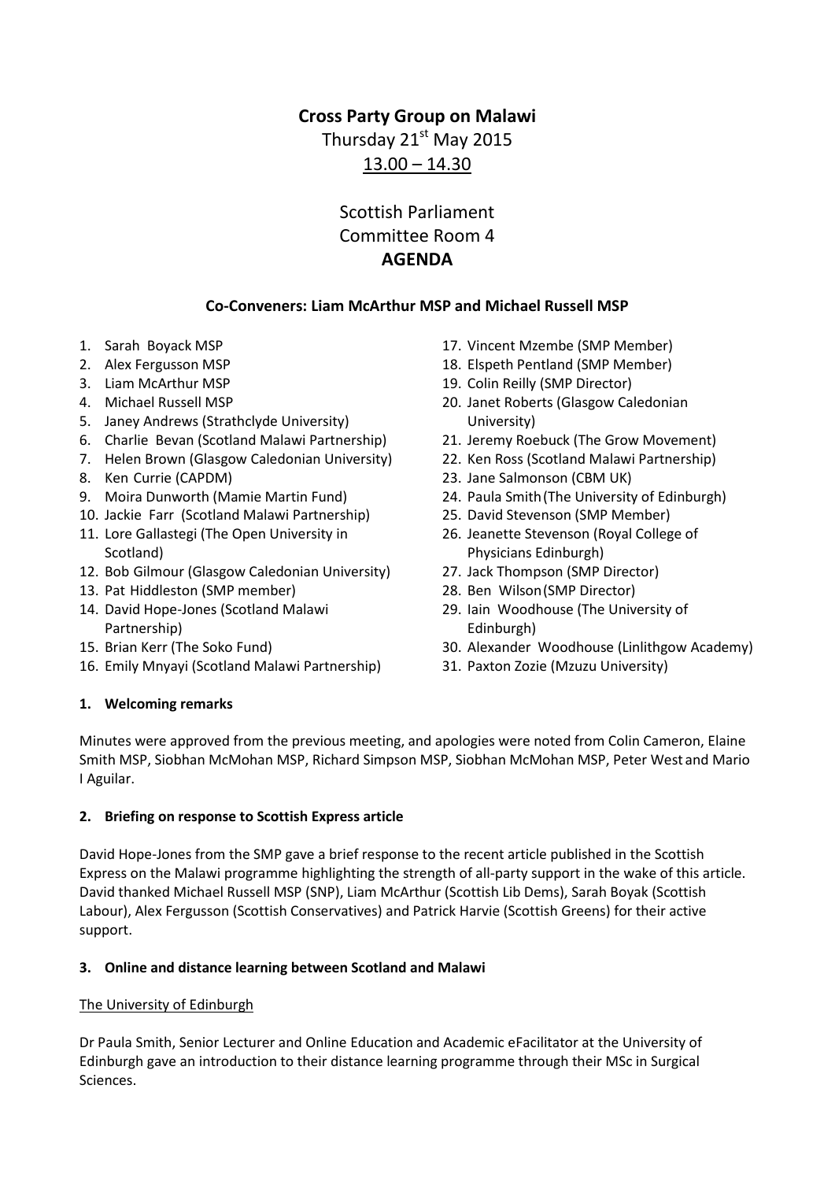# Cross Party Group on Malawi

Thursday 21st May 2015

13.00 – 14.30

Scottish Parliament
Committee Room 4

## AGENDA

### Co-Conveners: Liam McArthur MSP and Michael Russell MSP

1. Sarah Boyack MSP
2. Alex Fergusson MSP
3. Liam McArthur MSP
4. Michael Russell MSP
5. Janey Andrews (Strathclyde University)
6. Charlie Bevan (Scotland Malawi Partnership)
7. Helen Brown (Glasgow Caledonian University)
8. Ken Currie (CAPDM)
9. Moira Dunworth (Mamie Martin Fund)
10. Jackie Farr (Scotland Malawi Partnership)
11. Lore Gallastegi (The Open University in Scotland)
12. Bob Gilmour (Glasgow Caledonian University)
13. Pat Hiddleston (SMP member)
14. David Hope-Jones (Scotland Malawi Partnership)
15. Brian Kerr (The Soko Fund)
16. Emily Mnyayi (Scotland Malawi Partnership)
17. Vincent Mzembe (SMP Member)
18. Elspeth Pentland (SMP Member)
19. Colin Reilly (SMP Director)
20. Janet Roberts (Glasgow Caledonian University)
21. Jeremy Roebuck (The Grow Movement)
22. Ken Ross (Scotland Malawi Partnership)
23. Jane Salmonson (CBM UK)
24. Paula Smith (The University of Edinburgh)
25. David Stevenson (SMP Member)
26. Jeanette Stevenson (Royal College of Physicians Edinburgh)
27. Jack Thompson (SMP Director)
28. Ben Wilson (SMP Director)
29. Iain Woodhouse (The University of Edinburgh)
30. Alexander Woodhouse (Linlithgow Academy)
31. Paxton Zozie (Mzuzu University)

**1. Welcoming remarks**

Minutes were approved from the previous meeting, and apologies were noted from Colin Cameron, Elaine Smith MSP, Siobhan McMohan MSP, Richard Simpson MSP, Siobhan McMohan MSP, Peter West and Mario I Aguilar.

**2. Briefing on response to Scottish Express article**

David Hope-Jones from the SMP gave a brief response to the recent article published in the Scottish Express on the Malawi programme highlighting the strength of all-party support in the wake of this article. David thanked Michael Russell MSP (SNP), Liam McArthur (Scottish Lib Dems), Sarah Boyak (Scottish Labour), Alex Fergusson (Scottish Conservatives) and Patrick Harvie (Scottish Greens) for their active support.

**3. Online and distance learning between Scotland and Malawi**

The University of Edinburgh

Dr Paula Smith, Senior Lecturer and Online Education and Academic eFacilitator at the University of Edinburgh gave an introduction to their distance learning programme through their MSc in Surgical Sciences.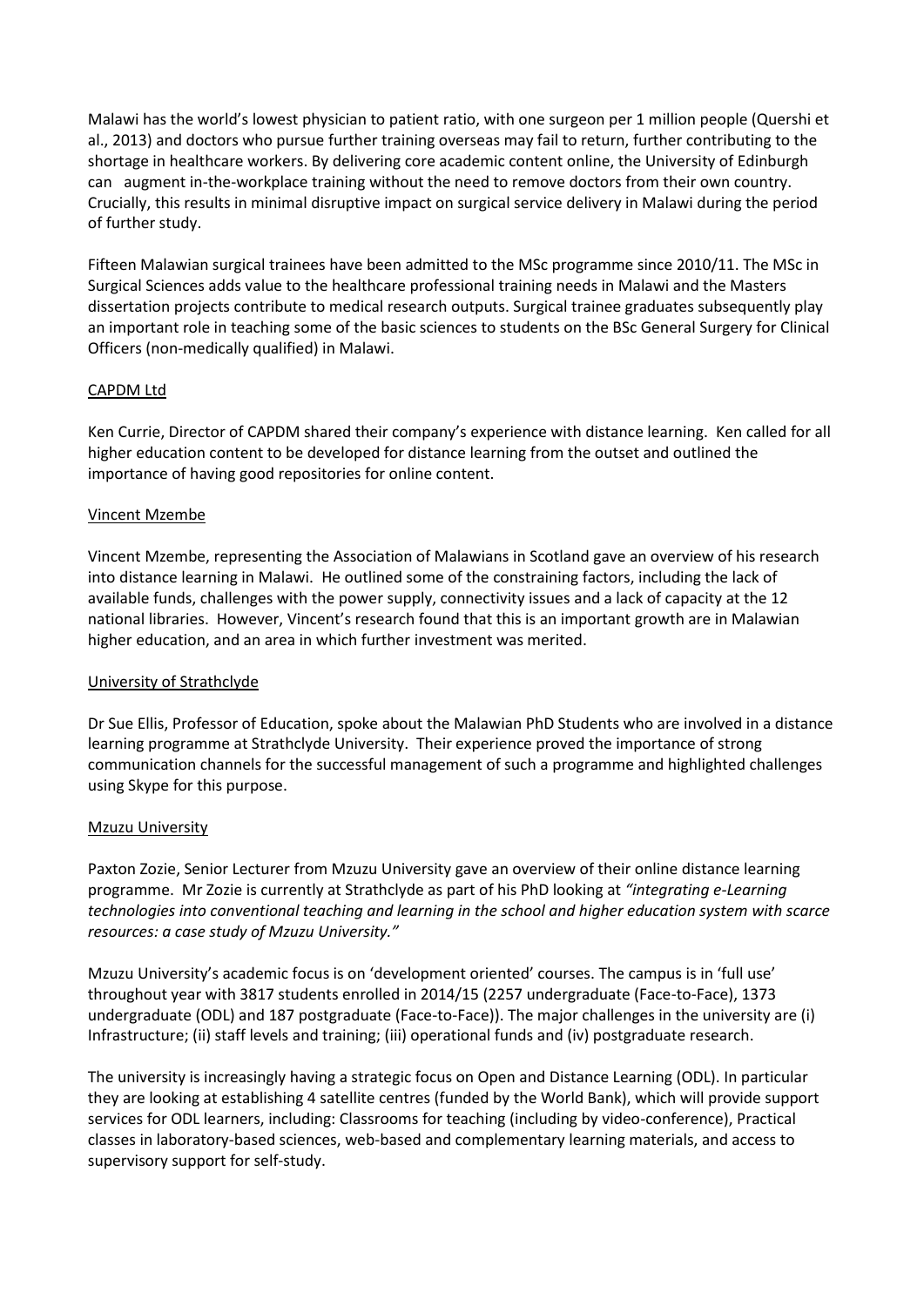Malawi has the world's lowest physician to patient ratio, with one surgeon per 1 million people (Quershi et al., 2013) and doctors who pursue further training overseas may fail to return, further contributing to the shortage in healthcare workers. By delivering core academic content online, the University of Edinburgh can augment in-the-workplace training without the need to remove doctors from their own country. Crucially, this results in minimal disruptive impact on surgical service delivery in Malawi during the period of further study.

Fifteen Malawian surgical trainees have been admitted to the MSc programme since 2010/11. The MSc in Surgical Sciences adds value to the healthcare professional training needs in Malawi and the Masters dissertation projects contribute to medical research outputs. Surgical trainee graduates subsequently play an important role in teaching some of the basic sciences to students on the BSc General Surgery for Clinical Officers (non-medically qualified) in Malawi.

<u>CAPDM Ltd</u>

Ken Currie, Director of CAPDM shared their company's experience with distance learning. Ken called for all higher education content to be developed for distance learning from the outset and outlined the importance of having good repositories for online content.

<u>Vincent Mzembe</u>

Vincent Mzembe, representing the Association of Malawians in Scotland gave an overview of his research into distance learning in Malawi. He outlined some of the constraining factors, including the lack of available funds, challenges with the power supply, connectivity issues and a lack of capacity at the 12 national libraries. However, Vincent's research found that this is an important growth are in Malawian higher education, and an area in which further investment was merited.

<u>University of Strathclyde</u>

Dr Sue Ellis, Professor of Education, spoke about the Malawian PhD Students who are involved in a distance learning programme at Strathclyde University. Their experience proved the importance of strong communication channels for the successful management of such a programme and highlighted challenges using Skype for this purpose.

<u>Mzuzu University</u>

Paxton Zozie, Senior Lecturer from Mzuzu University gave an overview of their online distance learning programme. Mr Zozie is currently at Strathclyde as part of his PhD looking at *"integrating e-Learning technologies into conventional teaching and learning in the school and higher education system with scarce resources: a case study of Mzuzu University."*

Mzuzu University's academic focus is on 'development oriented' courses. The campus is in 'full use' throughout year with 3817 students enrolled in 2014/15 (2257 undergraduate (Face-to-Face), 1373 undergraduate (ODL) and 187 postgraduate (Face-to-Face)). The major challenges in the university are (i) Infrastructure; (ii) staff levels and training; (iii) operational funds and (iv) postgraduate research.

The university is increasingly having a strategic focus on Open and Distance Learning (ODL). In particular they are looking at establishing 4 satellite centres (funded by the World Bank), which will provide support services for ODL learners, including: Classrooms for teaching (including by video-conference), Practical classes in laboratory-based sciences, web-based and complementary learning materials, and access to supervisory support for self-study.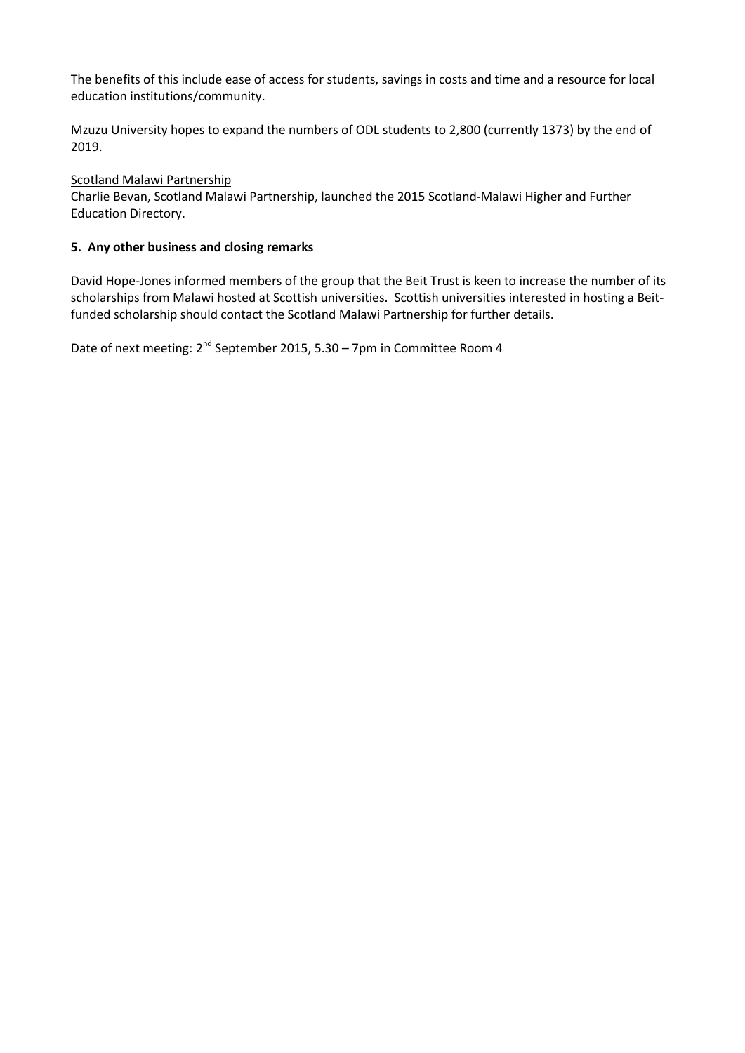The benefits of this include ease of access for students, savings in costs and time and a resource for local education institutions/community.

Mzuzu University hopes to expand the numbers of ODL students to 2,800 (currently 1373) by the end of 2019.

Scotland Malawi Partnership

Charlie Bevan, Scotland Malawi Partnership, launched the 2015 Scotland-Malawi Higher and Further Education Directory.

**5. Any other business and closing remarks**

David Hope-Jones informed members of the group that the Beit Trust is keen to increase the number of its scholarships from Malawi hosted at Scottish universities. Scottish universities interested in hosting a Beit-funded scholarship should contact the Scotland Malawi Partnership for further details.

Date of next meeting: 2nd September 2015, 5.30 – 7pm in Committee Room 4